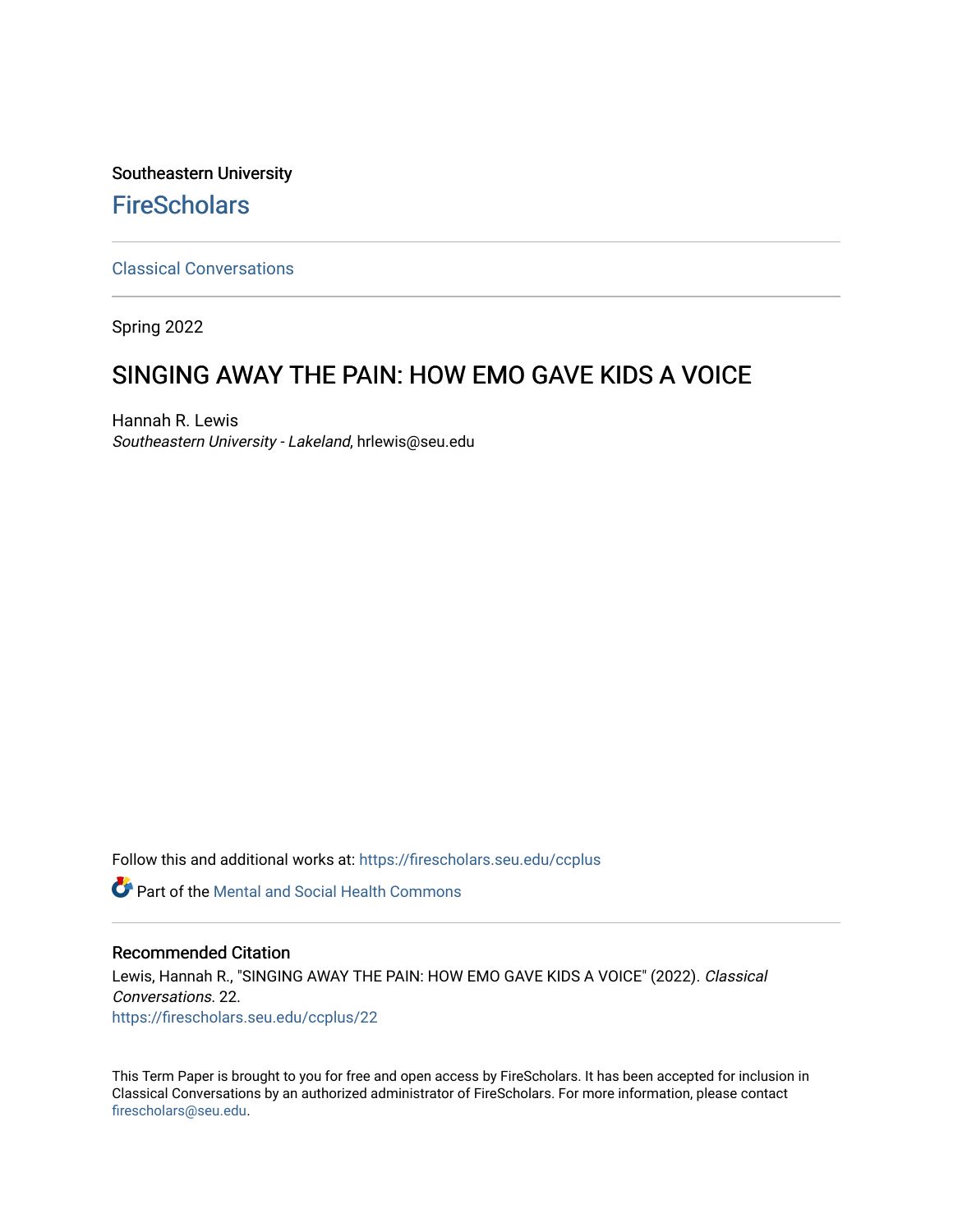Southeastern University

# FireScholars

Classical Conversations

Spring 2022

## SINGING AWAY THE PAIN: HOW EMO GAVE KIDS A VOICE

Hannah R. Lewis
*Southeastern University - Lakeland*, hrlewis@seu.edu

Follow this and additional works at: https://firescholars.seu.edu/ccplus

Part of the Mental and Social Health Commons

### Recommended Citation

Lewis, Hannah R., "SINGING AWAY THE PAIN: HOW EMO GAVE KIDS A VOICE" (2022). *Classical Conversations*. 22.
https://firescholars.seu.edu/ccplus/22

This Term Paper is brought to you for free and open access by FireScholars. It has been accepted for inclusion in Classical Conversations by an authorized administrator of FireScholars. For more information, please contact firescholars@seu.edu.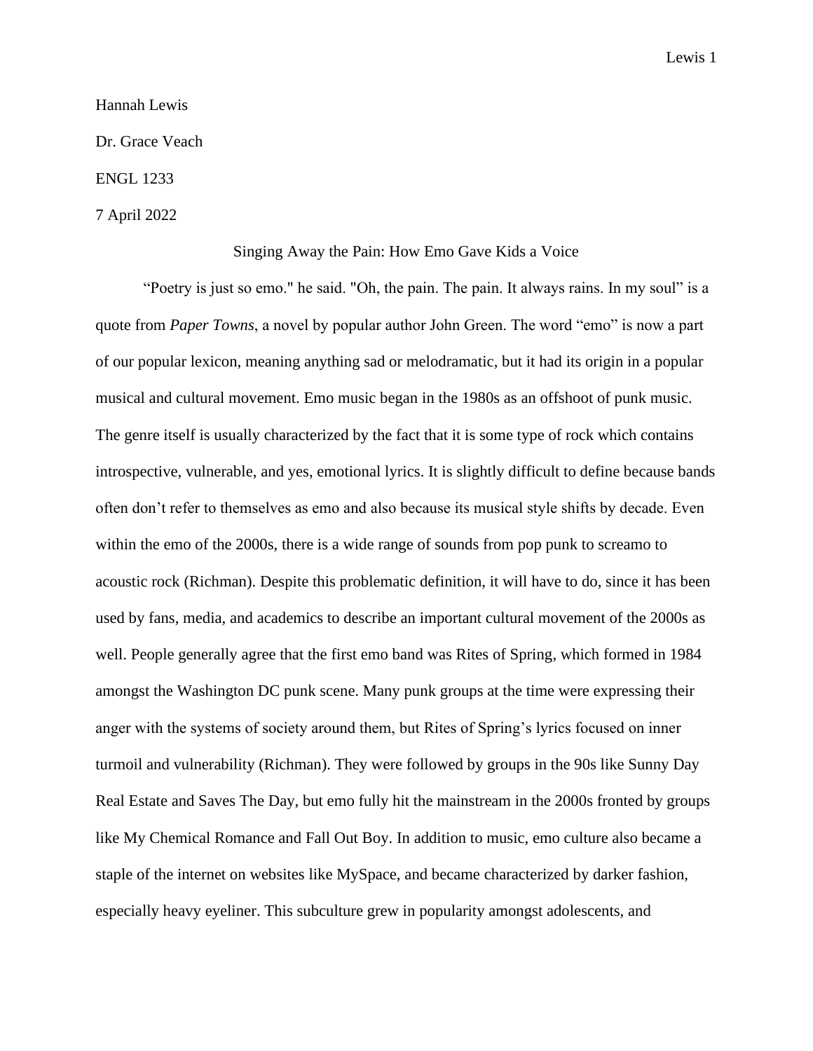Hannah Lewis

Dr. Grace Veach

ENGL 1233

7 April 2022

# Singing Away the Pain: How Emo Gave Kids a Voice

"Poetry is just so emo." he said. "Oh, the pain. The pain. It always rains. In my soul" is a quote from *Paper Towns*, a novel by popular author John Green. The word "emo" is now a part of our popular lexicon, meaning anything sad or melodramatic, but it had its origin in a popular musical and cultural movement. Emo music began in the 1980s as an offshoot of punk music. The genre itself is usually characterized by the fact that it is some type of rock which contains introspective, vulnerable, and yes, emotional lyrics. It is slightly difficult to define because bands often don't refer to themselves as emo and also because its musical style shifts by decade. Even within the emo of the 2000s, there is a wide range of sounds from pop punk to screamo to acoustic rock (Richman). Despite this problematic definition, it will have to do, since it has been used by fans, media, and academics to describe an important cultural movement of the 2000s as well. People generally agree that the first emo band was Rites of Spring, which formed in 1984 amongst the Washington DC punk scene. Many punk groups at the time were expressing their anger with the systems of society around them, but Rites of Spring's lyrics focused on inner turmoil and vulnerability (Richman). They were followed by groups in the 90s like Sunny Day Real Estate and Saves The Day, but emo fully hit the mainstream in the 2000s fronted by groups like My Chemical Romance and Fall Out Boy. In addition to music, emo culture also became a staple of the internet on websites like MySpace, and became characterized by darker fashion, especially heavy eyeliner. This subculture grew in popularity amongst adolescents, and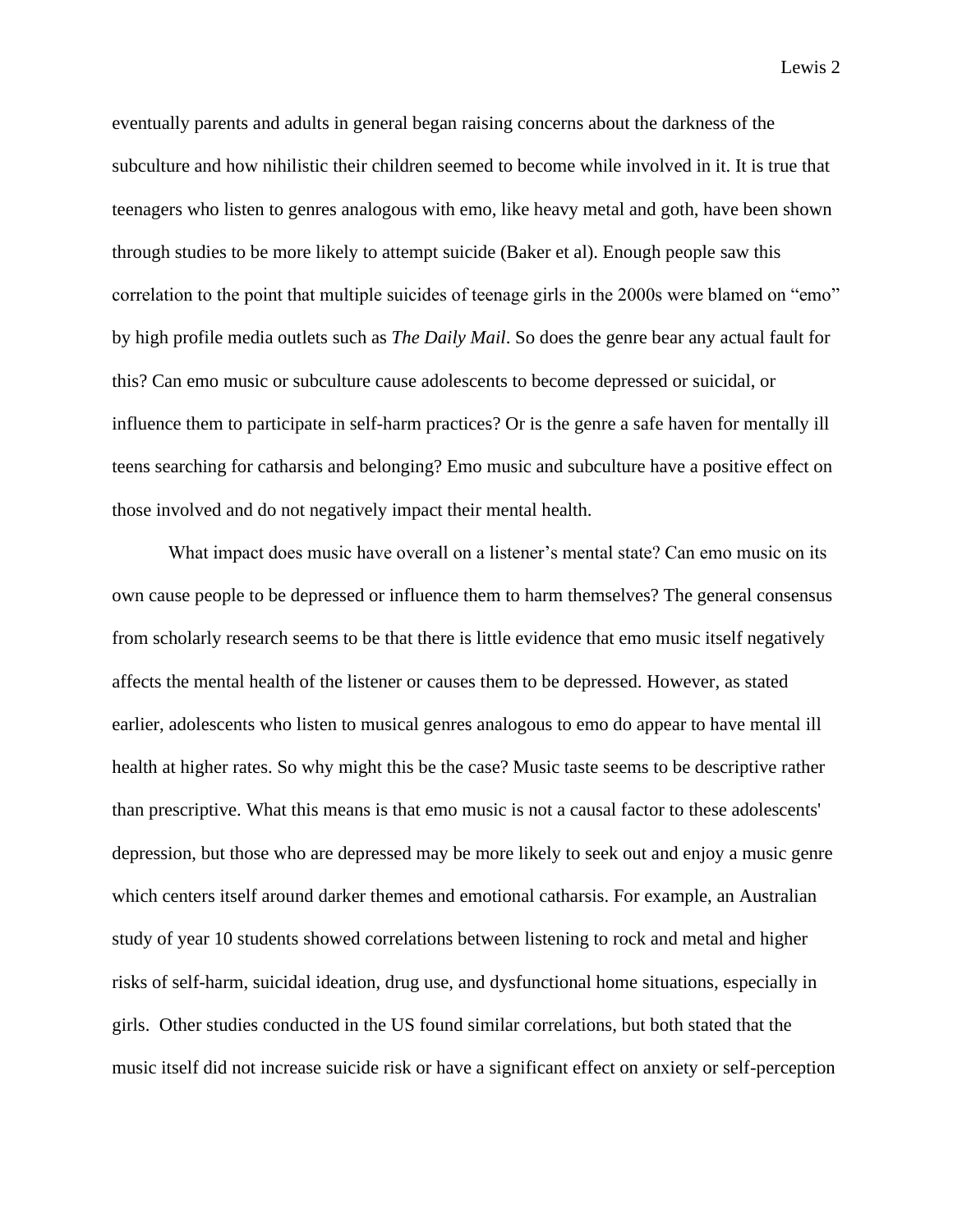eventually parents and adults in general began raising concerns about the darkness of the subculture and how nihilistic their children seemed to become while involved in it. It is true that teenagers who listen to genres analogous with emo, like heavy metal and goth, have been shown through studies to be more likely to attempt suicide (Baker et al). Enough people saw this correlation to the point that multiple suicides of teenage girls in the 2000s were blamed on "emo" by high profile media outlets such as *The Daily Mail*. So does the genre bear any actual fault for this? Can emo music or subculture cause adolescents to become depressed or suicidal, or influence them to participate in self-harm practices? Or is the genre a safe haven for mentally ill teens searching for catharsis and belonging? Emo music and subculture have a positive effect on those involved and do not negatively impact their mental health.

What impact does music have overall on a listener's mental state? Can emo music on its own cause people to be depressed or influence them to harm themselves? The general consensus from scholarly research seems to be that there is little evidence that emo music itself negatively affects the mental health of the listener or causes them to be depressed. However, as stated earlier, adolescents who listen to musical genres analogous to emo do appear to have mental ill health at higher rates. So why might this be the case? Music taste seems to be descriptive rather than prescriptive. What this means is that emo music is not a causal factor to these adolescents' depression, but those who are depressed may be more likely to seek out and enjoy a music genre which centers itself around darker themes and emotional catharsis. For example, an Australian study of year 10 students showed correlations between listening to rock and metal and higher risks of self-harm, suicidal ideation, drug use, and dysfunctional home situations, especially in girls. Other studies conducted in the US found similar correlations, but both stated that the music itself did not increase suicide risk or have a significant effect on anxiety or self-perception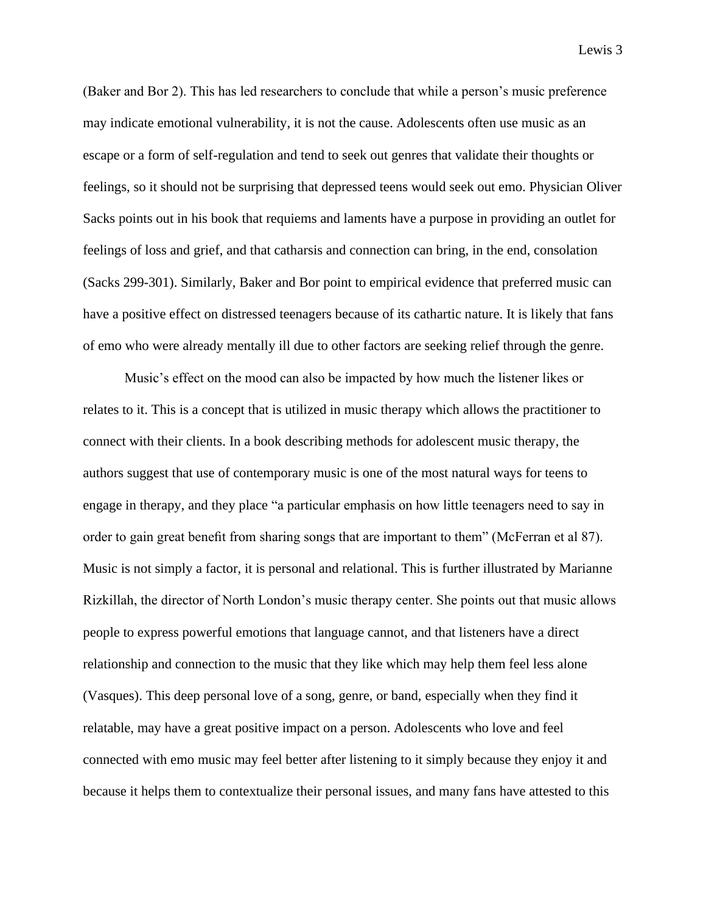(Baker and Bor 2). This has led researchers to conclude that while a person's music preference may indicate emotional vulnerability, it is not the cause. Adolescents often use music as an escape or a form of self-regulation and tend to seek out genres that validate their thoughts or feelings, so it should not be surprising that depressed teens would seek out emo. Physician Oliver Sacks points out in his book that requiems and laments have a purpose in providing an outlet for feelings of loss and grief, and that catharsis and connection can bring, in the end, consolation (Sacks 299-301). Similarly, Baker and Bor point to empirical evidence that preferred music can have a positive effect on distressed teenagers because of its cathartic nature. It is likely that fans of emo who were already mentally ill due to other factors are seeking relief through the genre.

Music's effect on the mood can also be impacted by how much the listener likes or relates to it. This is a concept that is utilized in music therapy which allows the practitioner to connect with their clients. In a book describing methods for adolescent music therapy, the authors suggest that use of contemporary music is one of the most natural ways for teens to engage in therapy, and they place "a particular emphasis on how little teenagers need to say in order to gain great benefit from sharing songs that are important to them" (McFerran et al 87). Music is not simply a factor, it is personal and relational. This is further illustrated by Marianne Rizkillah, the director of North London's music therapy center. She points out that music allows people to express powerful emotions that language cannot, and that listeners have a direct relationship and connection to the music that they like which may help them feel less alone (Vasques). This deep personal love of a song, genre, or band, especially when they find it relatable, may have a great positive impact on a person. Adolescents who love and feel connected with emo music may feel better after listening to it simply because they enjoy it and because it helps them to contextualize their personal issues, and many fans have attested to this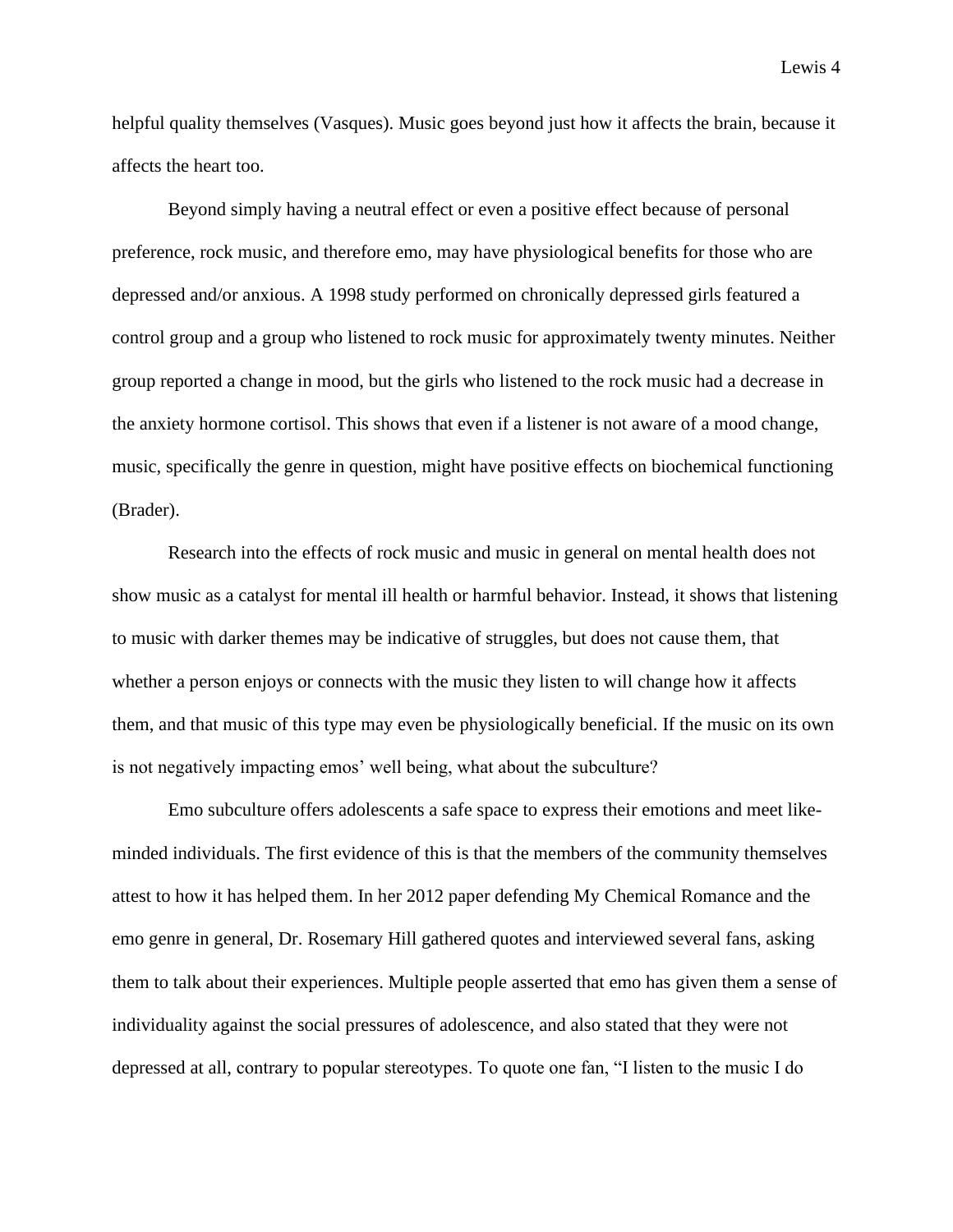helpful quality themselves (Vasques). Music goes beyond just how it affects the brain, because it affects the heart too.

Beyond simply having a neutral effect or even a positive effect because of personal preference, rock music, and therefore emo, may have physiological benefits for those who are depressed and/or anxious. A 1998 study performed on chronically depressed girls featured a control group and a group who listened to rock music for approximately twenty minutes. Neither group reported a change in mood, but the girls who listened to the rock music had a decrease in the anxiety hormone cortisol. This shows that even if a listener is not aware of a mood change, music, specifically the genre in question, might have positive effects on biochemical functioning (Brader).

Research into the effects of rock music and music in general on mental health does not show music as a catalyst for mental ill health or harmful behavior. Instead, it shows that listening to music with darker themes may be indicative of struggles, but does not cause them, that whether a person enjoys or connects with the music they listen to will change how it affects them, and that music of this type may even be physiologically beneficial. If the music on its own is not negatively impacting emos' well being, what about the subculture?

Emo subculture offers adolescents a safe space to express their emotions and meet like-minded individuals. The first evidence of this is that the members of the community themselves attest to how it has helped them. In her 2012 paper defending My Chemical Romance and the emo genre in general, Dr. Rosemary Hill gathered quotes and interviewed several fans, asking them to talk about their experiences. Multiple people asserted that emo has given them a sense of individuality against the social pressures of adolescence, and also stated that they were not depressed at all, contrary to popular stereotypes. To quote one fan, "I listen to the music I do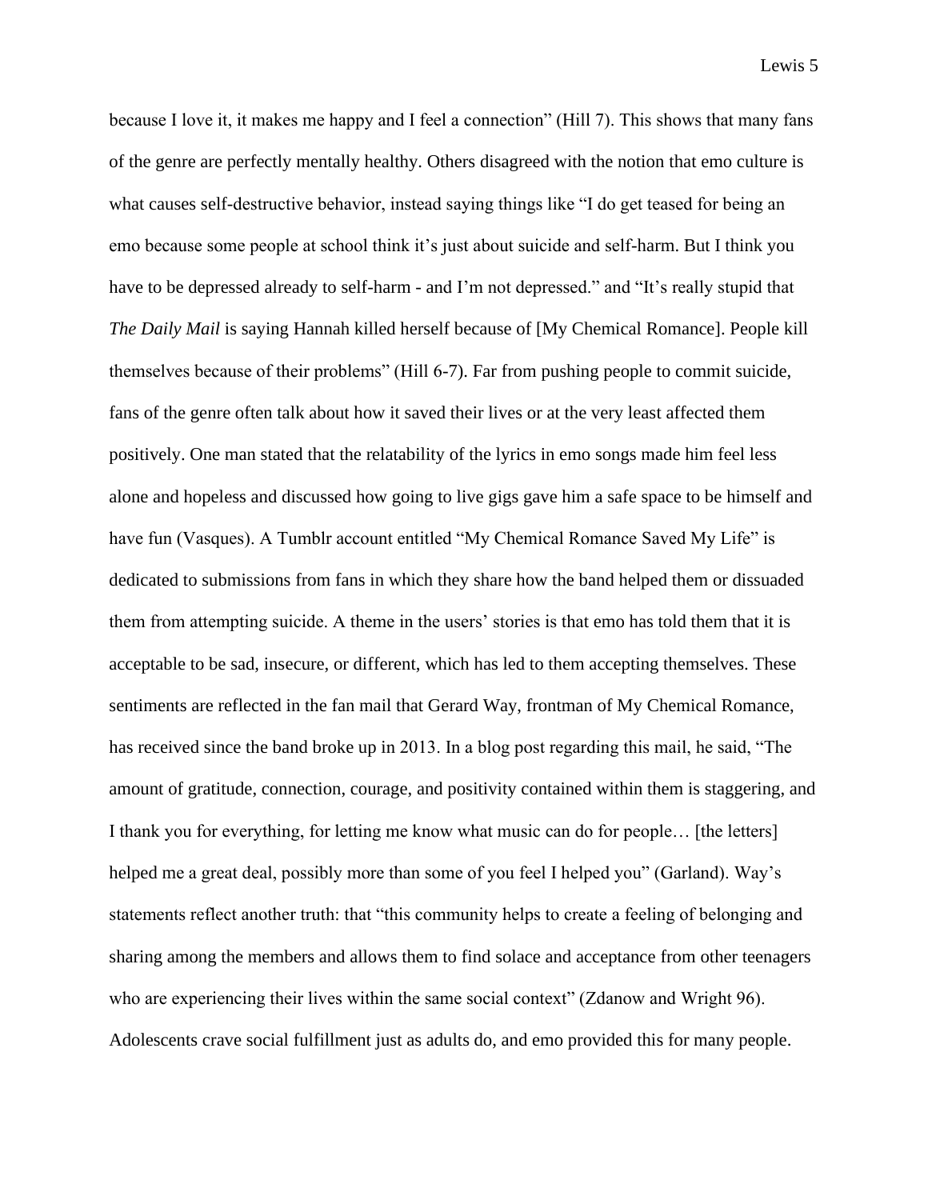because I love it, it makes me happy and I feel a connection" (Hill 7). This shows that many fans of the genre are perfectly mentally healthy. Others disagreed with the notion that emo culture is what causes self-destructive behavior, instead saying things like "I do get teased for being an emo because some people at school think it's just about suicide and self-harm. But I think you have to be depressed already to self-harm - and I'm not depressed." and "It's really stupid that *The Daily Mail* is saying Hannah killed herself because of [My Chemical Romance]. People kill themselves because of their problems" (Hill 6-7). Far from pushing people to commit suicide, fans of the genre often talk about how it saved their lives or at the very least affected them positively. One man stated that the relatability of the lyrics in emo songs made him feel less alone and hopeless and discussed how going to live gigs gave him a safe space to be himself and have fun (Vasques). A Tumblr account entitled "My Chemical Romance Saved My Life" is dedicated to submissions from fans in which they share how the band helped them or dissuaded them from attempting suicide. A theme in the users' stories is that emo has told them that it is acceptable to be sad, insecure, or different, which has led to them accepting themselves. These sentiments are reflected in the fan mail that Gerard Way, frontman of My Chemical Romance, has received since the band broke up in 2013. In a blog post regarding this mail, he said, "The amount of gratitude, connection, courage, and positivity contained within them is staggering, and I thank you for everything, for letting me know what music can do for people… [the letters] helped me a great deal, possibly more than some of you feel I helped you" (Garland). Way's statements reflect another truth: that "this community helps to create a feeling of belonging and sharing among the members and allows them to find solace and acceptance from other teenagers who are experiencing their lives within the same social context" (Zdanow and Wright 96). Adolescents crave social fulfillment just as adults do, and emo provided this for many people.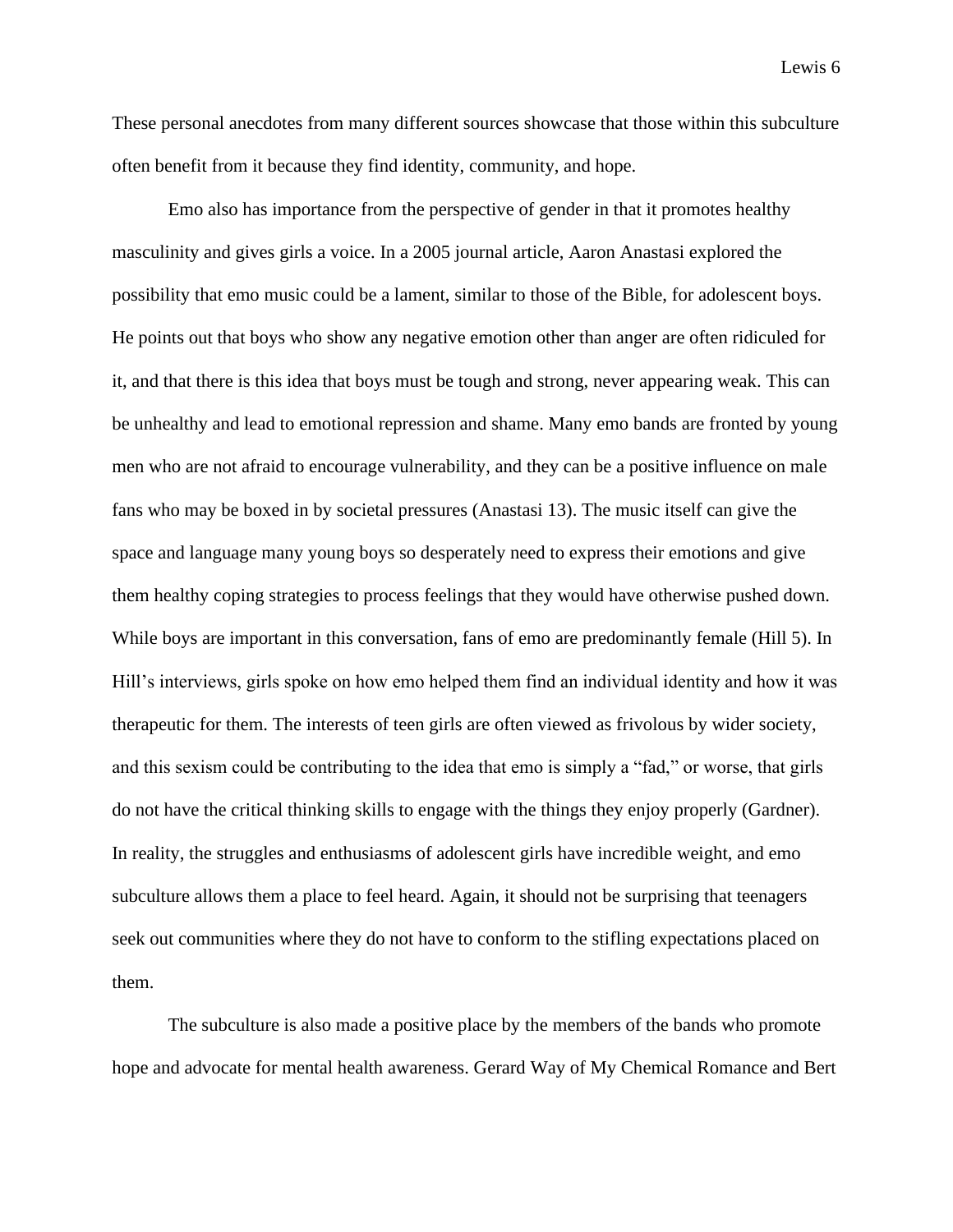These personal anecdotes from many different sources showcase that those within this subculture often benefit from it because they find identity, community, and hope.

Emo also has importance from the perspective of gender in that it promotes healthy masculinity and gives girls a voice. In a 2005 journal article, Aaron Anastasi explored the possibility that emo music could be a lament, similar to those of the Bible, for adolescent boys. He points out that boys who show any negative emotion other than anger are often ridiculed for it, and that there is this idea that boys must be tough and strong, never appearing weak. This can be unhealthy and lead to emotional repression and shame. Many emo bands are fronted by young men who are not afraid to encourage vulnerability, and they can be a positive influence on male fans who may be boxed in by societal pressures (Anastasi 13). The music itself can give the space and language many young boys so desperately need to express their emotions and give them healthy coping strategies to process feelings that they would have otherwise pushed down. While boys are important in this conversation, fans of emo are predominantly female (Hill 5). In Hill's interviews, girls spoke on how emo helped them find an individual identity and how it was therapeutic for them. The interests of teen girls are often viewed as frivolous by wider society, and this sexism could be contributing to the idea that emo is simply a "fad," or worse, that girls do not have the critical thinking skills to engage with the things they enjoy properly (Gardner). In reality, the struggles and enthusiasms of adolescent girls have incredible weight, and emo subculture allows them a place to feel heard. Again, it should not be surprising that teenagers seek out communities where they do not have to conform to the stifling expectations placed on them.

The subculture is also made a positive place by the members of the bands who promote hope and advocate for mental health awareness. Gerard Way of My Chemical Romance and Bert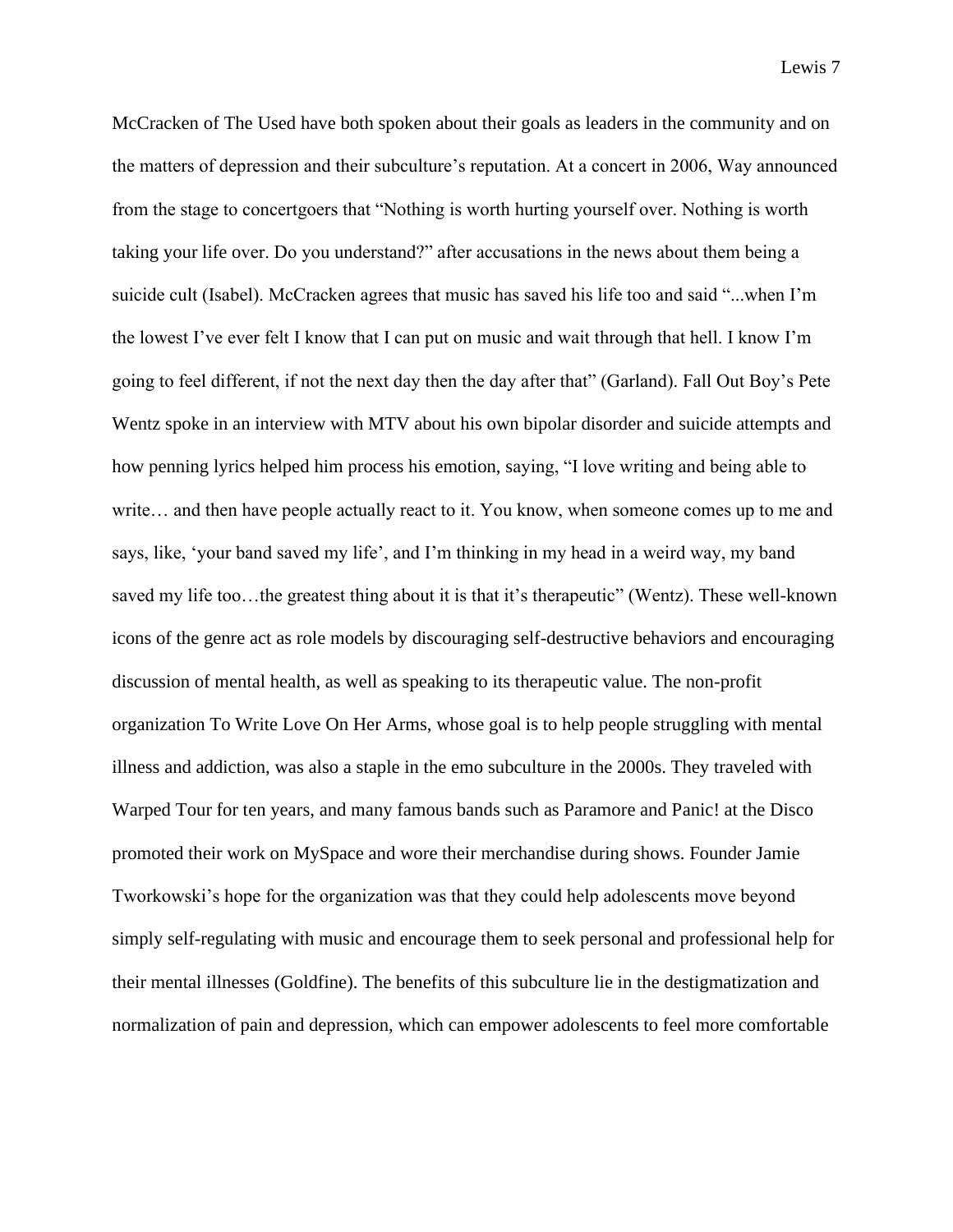McCracken of The Used have both spoken about their goals as leaders in the community and on the matters of depression and their subculture's reputation. At a concert in 2006, Way announced from the stage to concertgoers that "Nothing is worth hurting yourself over. Nothing is worth taking your life over. Do you understand?" after accusations in the news about them being a suicide cult (Isabel). McCracken agrees that music has saved his life too and said "...when I'm the lowest I've ever felt I know that I can put on music and wait through that hell. I know I'm going to feel different, if not the next day then the day after that" (Garland). Fall Out Boy's Pete Wentz spoke in an interview with MTV about his own bipolar disorder and suicide attempts and how penning lyrics helped him process his emotion, saying, "I love writing and being able to write… and then have people actually react to it. You know, when someone comes up to me and says, like, 'your band saved my life', and I'm thinking in my head in a weird way, my band saved my life too…the greatest thing about it is that it's therapeutic" (Wentz). These well-known icons of the genre act as role models by discouraging self-destructive behaviors and encouraging discussion of mental health, as well as speaking to its therapeutic value. The non-profit organization To Write Love On Her Arms, whose goal is to help people struggling with mental illness and addiction, was also a staple in the emo subculture in the 2000s. They traveled with Warped Tour for ten years, and many famous bands such as Paramore and Panic! at the Disco promoted their work on MySpace and wore their merchandise during shows. Founder Jamie Tworkowski's hope for the organization was that they could help adolescents move beyond simply self-regulating with music and encourage them to seek personal and professional help for their mental illnesses (Goldfine). The benefits of this subculture lie in the destigmatization and normalization of pain and depression, which can empower adolescents to feel more comfortable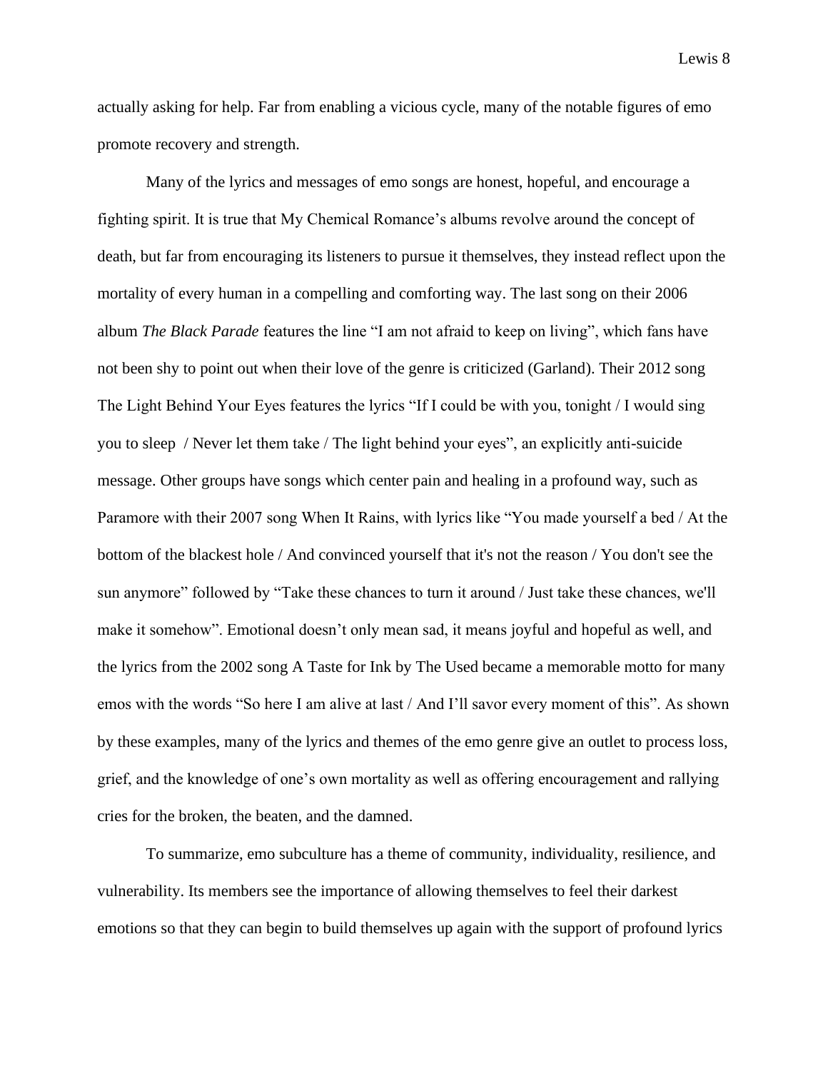actually asking for help. Far from enabling a vicious cycle, many of the notable figures of emo promote recovery and strength.

Many of the lyrics and messages of emo songs are honest, hopeful, and encourage a fighting spirit. It is true that My Chemical Romance's albums revolve around the concept of death, but far from encouraging its listeners to pursue it themselves, they instead reflect upon the mortality of every human in a compelling and comforting way. The last song on their 2006 album *The Black Parade* features the line "I am not afraid to keep on living", which fans have not been shy to point out when their love of the genre is criticized (Garland). Their 2012 song The Light Behind Your Eyes features the lyrics "If I could be with you, tonight / I would sing you to sleep / Never let them take / The light behind your eyes", an explicitly anti-suicide message. Other groups have songs which center pain and healing in a profound way, such as Paramore with their 2007 song When It Rains, with lyrics like "You made yourself a bed / At the bottom of the blackest hole / And convinced yourself that it's not the reason / You don't see the sun anymore" followed by "Take these chances to turn it around / Just take these chances, we'll make it somehow". Emotional doesn't only mean sad, it means joyful and hopeful as well, and the lyrics from the 2002 song A Taste for Ink by The Used became a memorable motto for many emos with the words "So here I am alive at last / And I'll savor every moment of this". As shown by these examples, many of the lyrics and themes of the emo genre give an outlet to process loss, grief, and the knowledge of one's own mortality as well as offering encouragement and rallying cries for the broken, the beaten, and the damned.

To summarize, emo subculture has a theme of community, individuality, resilience, and vulnerability. Its members see the importance of allowing themselves to feel their darkest emotions so that they can begin to build themselves up again with the support of profound lyrics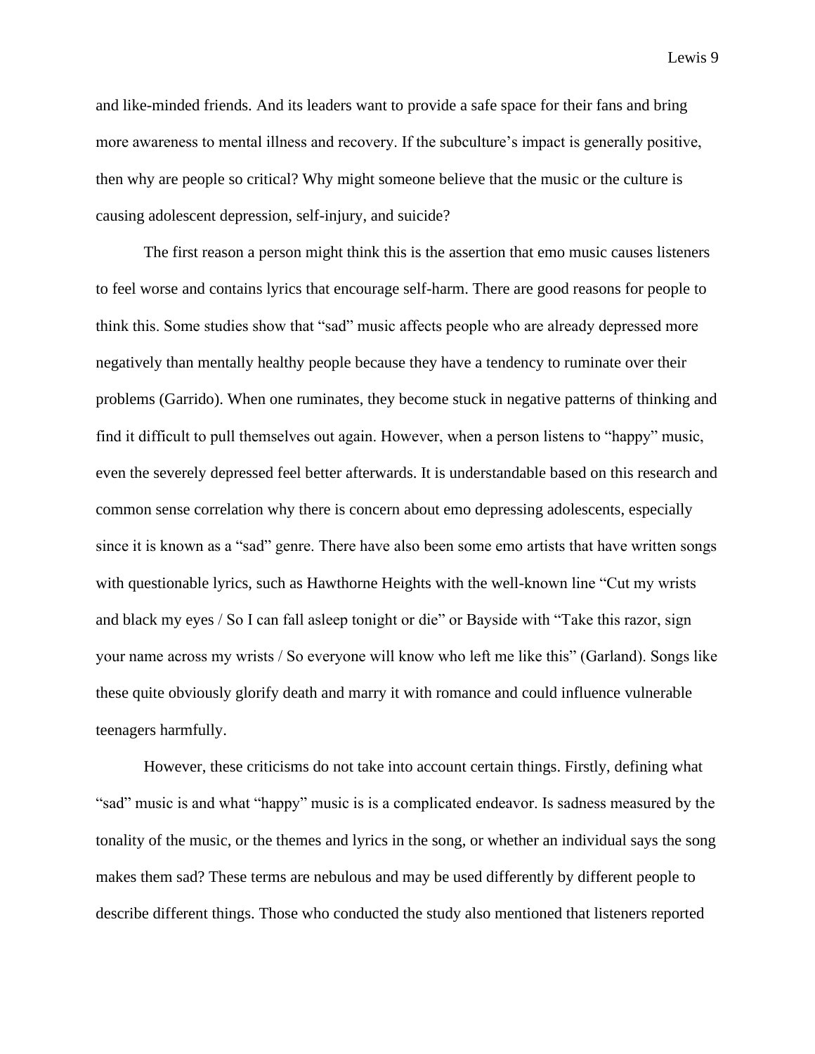and like-minded friends. And its leaders want to provide a safe space for their fans and bring more awareness to mental illness and recovery. If the subculture's impact is generally positive, then why are people so critical? Why might someone believe that the music or the culture is causing adolescent depression, self-injury, and suicide?

The first reason a person might think this is the assertion that emo music causes listeners to feel worse and contains lyrics that encourage self-harm. There are good reasons for people to think this. Some studies show that "sad" music affects people who are already depressed more negatively than mentally healthy people because they have a tendency to ruminate over their problems (Garrido). When one ruminates, they become stuck in negative patterns of thinking and find it difficult to pull themselves out again. However, when a person listens to "happy" music, even the severely depressed feel better afterwards. It is understandable based on this research and common sense correlation why there is concern about emo depressing adolescents, especially since it is known as a "sad" genre. There have also been some emo artists that have written songs with questionable lyrics, such as Hawthorne Heights with the well-known line "Cut my wrists and black my eyes / So I can fall asleep tonight or die" or Bayside with "Take this razor, sign your name across my wrists / So everyone will know who left me like this" (Garland). Songs like these quite obviously glorify death and marry it with romance and could influence vulnerable teenagers harmfully.

However, these criticisms do not take into account certain things. Firstly, defining what "sad" music is and what "happy" music is is a complicated endeavor. Is sadness measured by the tonality of the music, or the themes and lyrics in the song, or whether an individual says the song makes them sad? These terms are nebulous and may be used differently by different people to describe different things. Those who conducted the study also mentioned that listeners reported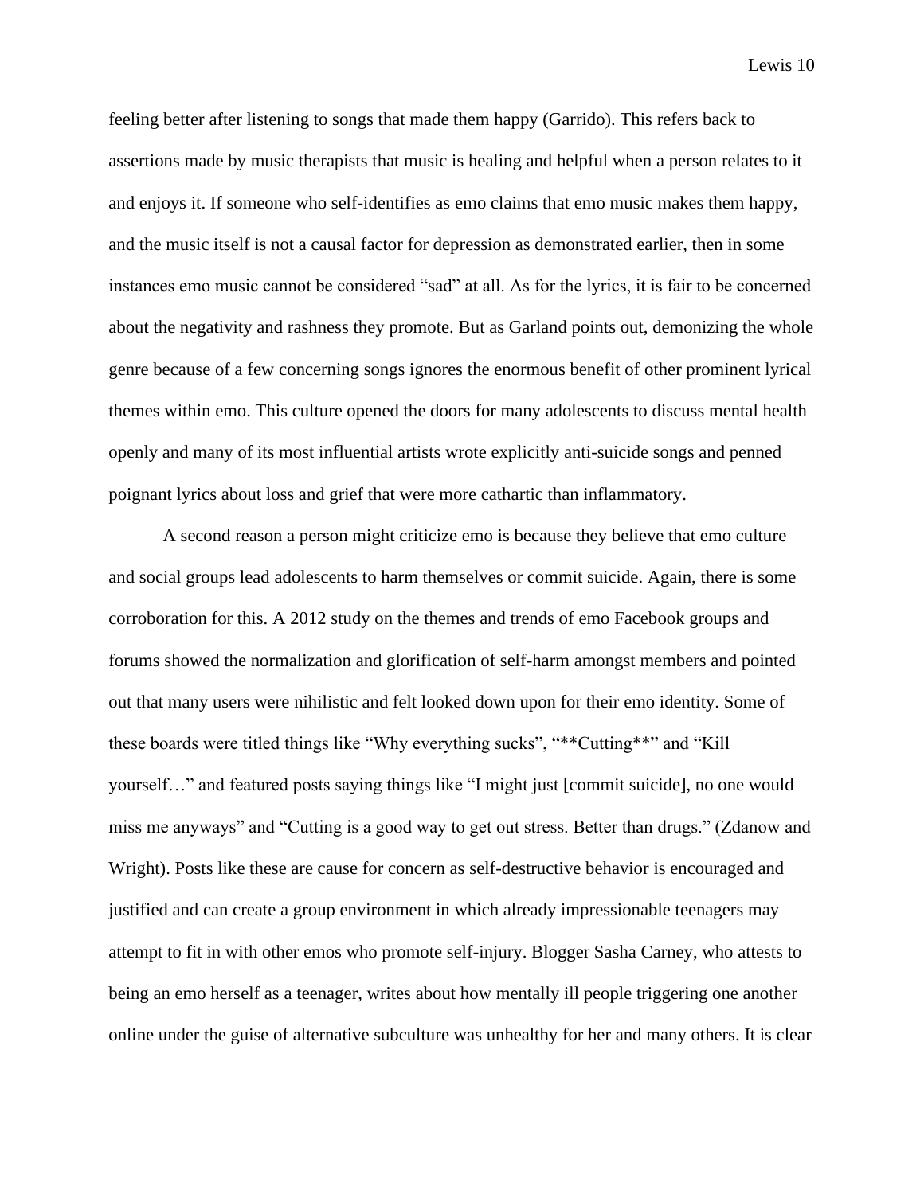feeling better after listening to songs that made them happy (Garrido). This refers back to assertions made by music therapists that music is healing and helpful when a person relates to it and enjoys it. If someone who self-identifies as emo claims that emo music makes them happy, and the music itself is not a causal factor for depression as demonstrated earlier, then in some instances emo music cannot be considered "sad" at all. As for the lyrics, it is fair to be concerned about the negativity and rashness they promote. But as Garland points out, demonizing the whole genre because of a few concerning songs ignores the enormous benefit of other prominent lyrical themes within emo. This culture opened the doors for many adolescents to discuss mental health openly and many of its most influential artists wrote explicitly anti-suicide songs and penned poignant lyrics about loss and grief that were more cathartic than inflammatory.

A second reason a person might criticize emo is because they believe that emo culture and social groups lead adolescents to harm themselves or commit suicide. Again, there is some corroboration for this. A 2012 study on the themes and trends of emo Facebook groups and forums showed the normalization and glorification of self-harm amongst members and pointed out that many users were nihilistic and felt looked down upon for their emo identity. Some of these boards were titled things like "Why everything sucks", "**Cutting**" and "Kill yourself…" and featured posts saying things like "I might just [commit suicide], no one would miss me anyways" and "Cutting is a good way to get out stress. Better than drugs." (Zdanow and Wright). Posts like these are cause for concern as self-destructive behavior is encouraged and justified and can create a group environment in which already impressionable teenagers may attempt to fit in with other emos who promote self-injury. Blogger Sasha Carney, who attests to being an emo herself as a teenager, writes about how mentally ill people triggering one another online under the guise of alternative subculture was unhealthy for her and many others. It is clear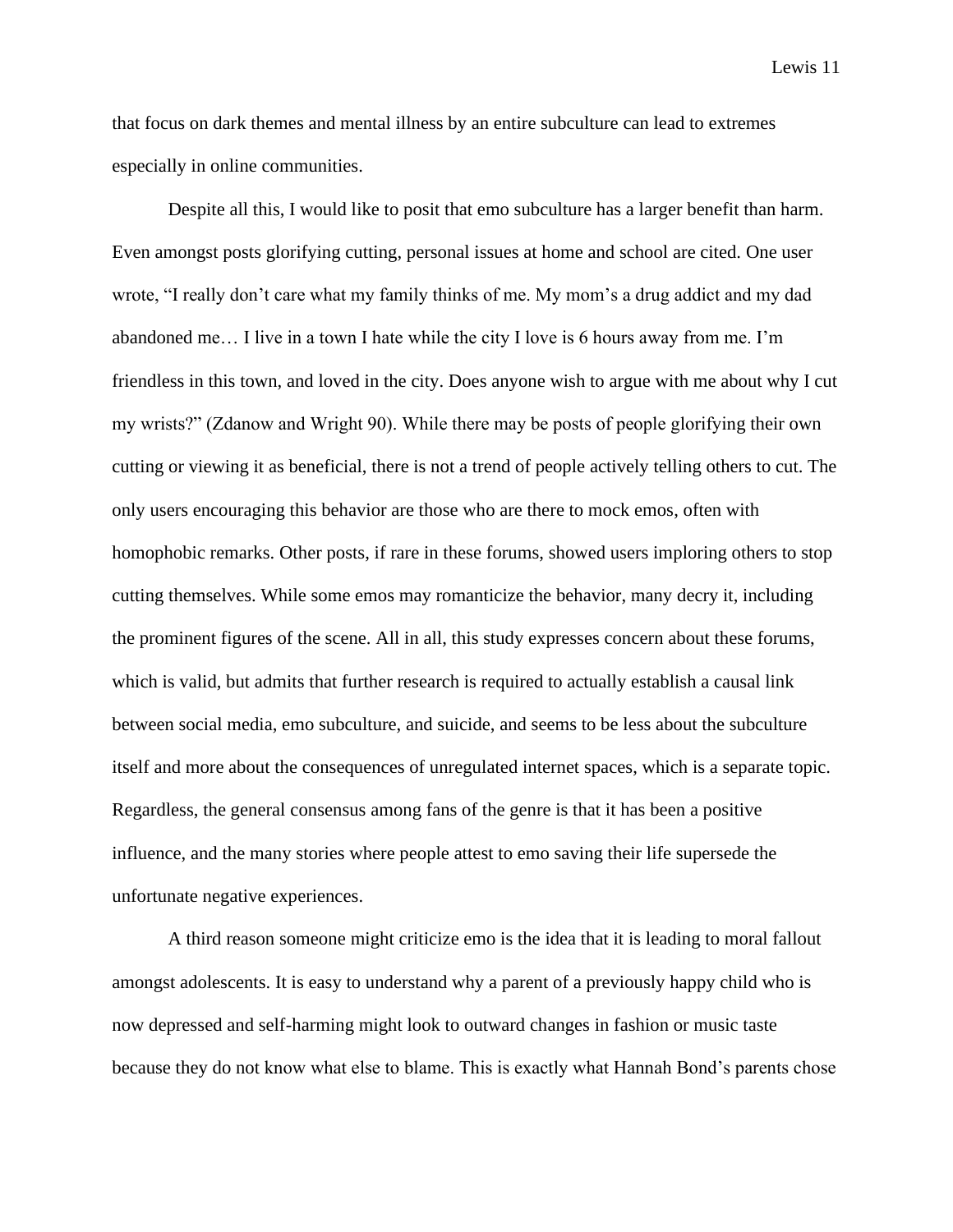that focus on dark themes and mental illness by an entire subculture can lead to extremes especially in online communities.

Despite all this, I would like to posit that emo subculture has a larger benefit than harm. Even amongst posts glorifying cutting, personal issues at home and school are cited. One user wrote, "I really don't care what my family thinks of me. My mom's a drug addict and my dad abandoned me… I live in a town I hate while the city I love is 6 hours away from me. I'm friendless in this town, and loved in the city. Does anyone wish to argue with me about why I cut my wrists?" (Zdanow and Wright 90). While there may be posts of people glorifying their own cutting or viewing it as beneficial, there is not a trend of people actively telling others to cut. The only users encouraging this behavior are those who are there to mock emos, often with homophobic remarks. Other posts, if rare in these forums, showed users imploring others to stop cutting themselves. While some emos may romanticize the behavior, many decry it, including the prominent figures of the scene. All in all, this study expresses concern about these forums, which is valid, but admits that further research is required to actually establish a causal link between social media, emo subculture, and suicide, and seems to be less about the subculture itself and more about the consequences of unregulated internet spaces, which is a separate topic. Regardless, the general consensus among fans of the genre is that it has been a positive influence, and the many stories where people attest to emo saving their life supersede the unfortunate negative experiences.

A third reason someone might criticize emo is the idea that it is leading to moral fallout amongst adolescents. It is easy to understand why a parent of a previously happy child who is now depressed and self-harming might look to outward changes in fashion or music taste because they do not know what else to blame. This is exactly what Hannah Bond's parents chose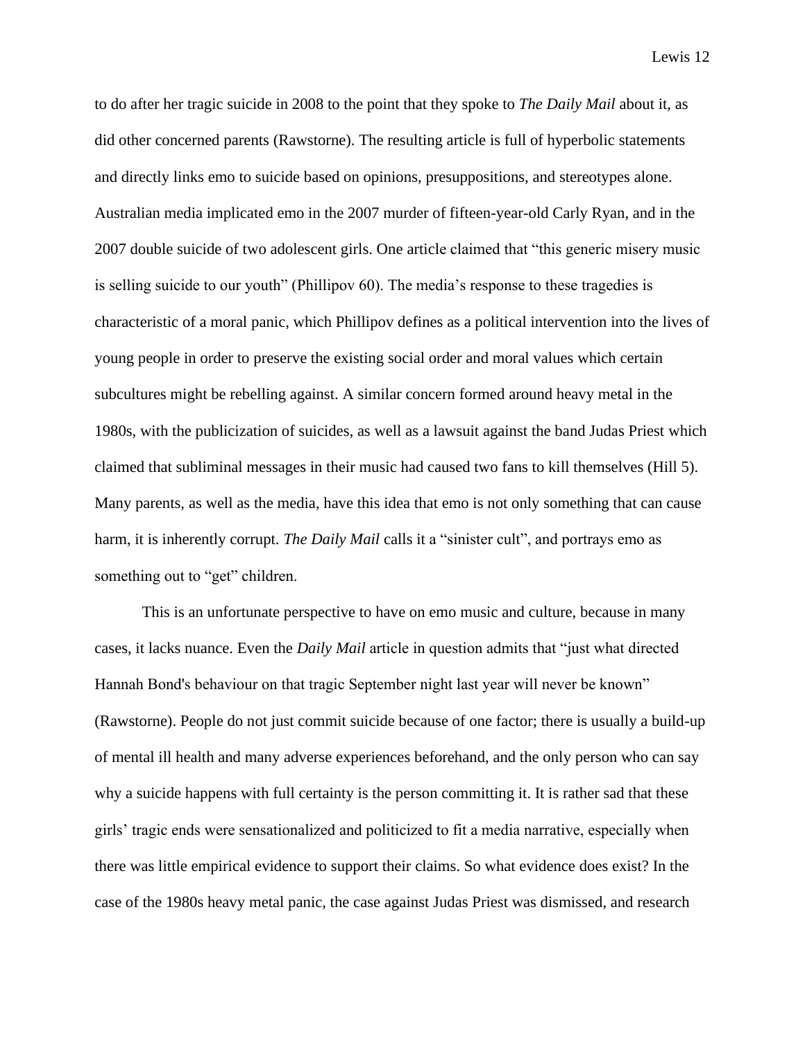to do after her tragic suicide in 2008 to the point that they spoke to *The Daily Mail* about it, as did other concerned parents (Rawstorne). The resulting article is full of hyperbolic statements and directly links emo to suicide based on opinions, presuppositions, and stereotypes alone. Australian media implicated emo in the 2007 murder of fifteen-year-old Carly Ryan, and in the 2007 double suicide of two adolescent girls. One article claimed that "this generic misery music is selling suicide to our youth" (Phillipov 60). The media's response to these tragedies is characteristic of a moral panic, which Phillipov defines as a political intervention into the lives of young people in order to preserve the existing social order and moral values which certain subcultures might be rebelling against. A similar concern formed around heavy metal in the 1980s, with the publicization of suicides, as well as a lawsuit against the band Judas Priest which claimed that subliminal messages in their music had caused two fans to kill themselves (Hill 5). Many parents, as well as the media, have this idea that emo is not only something that can cause harm, it is inherently corrupt. *The Daily Mail* calls it a "sinister cult", and portrays emo as something out to "get" children.

This is an unfortunate perspective to have on emo music and culture, because in many cases, it lacks nuance. Even the *Daily Mail* article in question admits that "just what directed Hannah Bond's behaviour on that tragic September night last year will never be known" (Rawstorne). People do not just commit suicide because of one factor; there is usually a build-up of mental ill health and many adverse experiences beforehand, and the only person who can say why a suicide happens with full certainty is the person committing it. It is rather sad that these girls' tragic ends were sensationalized and politicized to fit a media narrative, especially when there was little empirical evidence to support their claims. So what evidence does exist? In the case of the 1980s heavy metal panic, the case against Judas Priest was dismissed, and research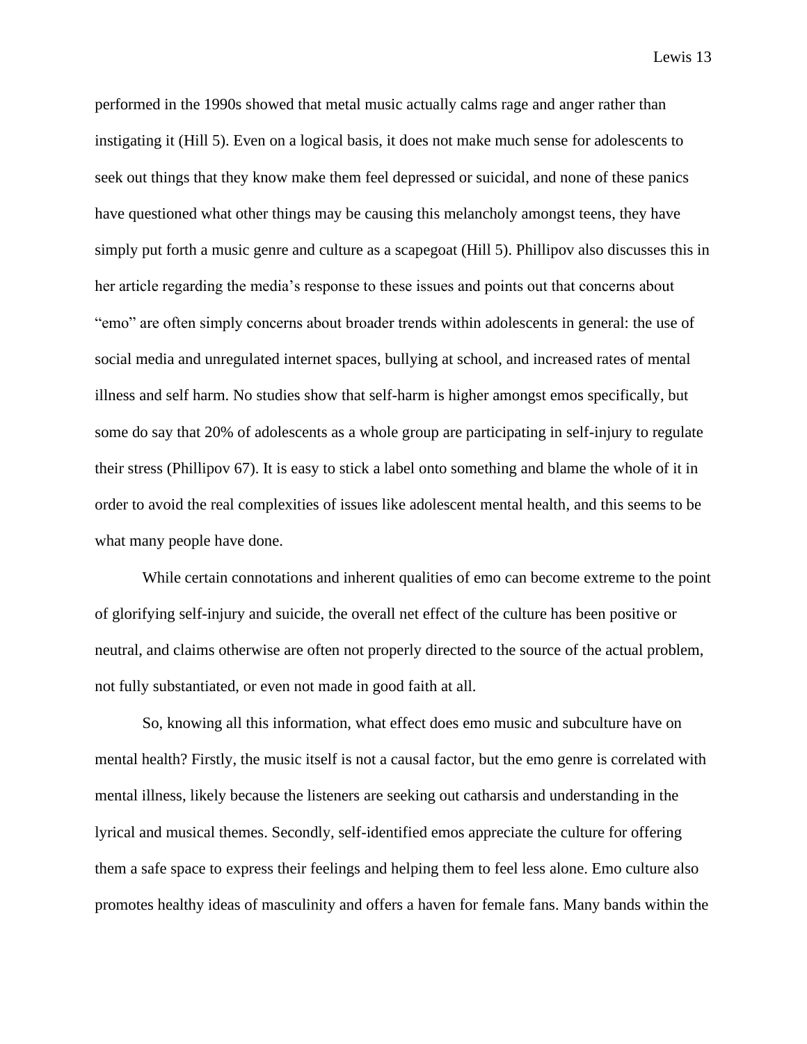performed in the 1990s showed that metal music actually calms rage and anger rather than instigating it (Hill 5). Even on a logical basis, it does not make much sense for adolescents to seek out things that they know make them feel depressed or suicidal, and none of these panics have questioned what other things may be causing this melancholy amongst teens, they have simply put forth a music genre and culture as a scapegoat (Hill 5). Phillipov also discusses this in her article regarding the media's response to these issues and points out that concerns about "emo" are often simply concerns about broader trends within adolescents in general: the use of social media and unregulated internet spaces, bullying at school, and increased rates of mental illness and self harm. No studies show that self-harm is higher amongst emos specifically, but some do say that 20% of adolescents as a whole group are participating in self-injury to regulate their stress (Phillipov 67). It is easy to stick a label onto something and blame the whole of it in order to avoid the real complexities of issues like adolescent mental health, and this seems to be what many people have done.

While certain connotations and inherent qualities of emo can become extreme to the point of glorifying self-injury and suicide, the overall net effect of the culture has been positive or neutral, and claims otherwise are often not properly directed to the source of the actual problem, not fully substantiated, or even not made in good faith at all.

So, knowing all this information, what effect does emo music and subculture have on mental health? Firstly, the music itself is not a causal factor, but the emo genre is correlated with mental illness, likely because the listeners are seeking out catharsis and understanding in the lyrical and musical themes. Secondly, self-identified emos appreciate the culture for offering them a safe space to express their feelings and helping them to feel less alone. Emo culture also promotes healthy ideas of masculinity and offers a haven for female fans. Many bands within the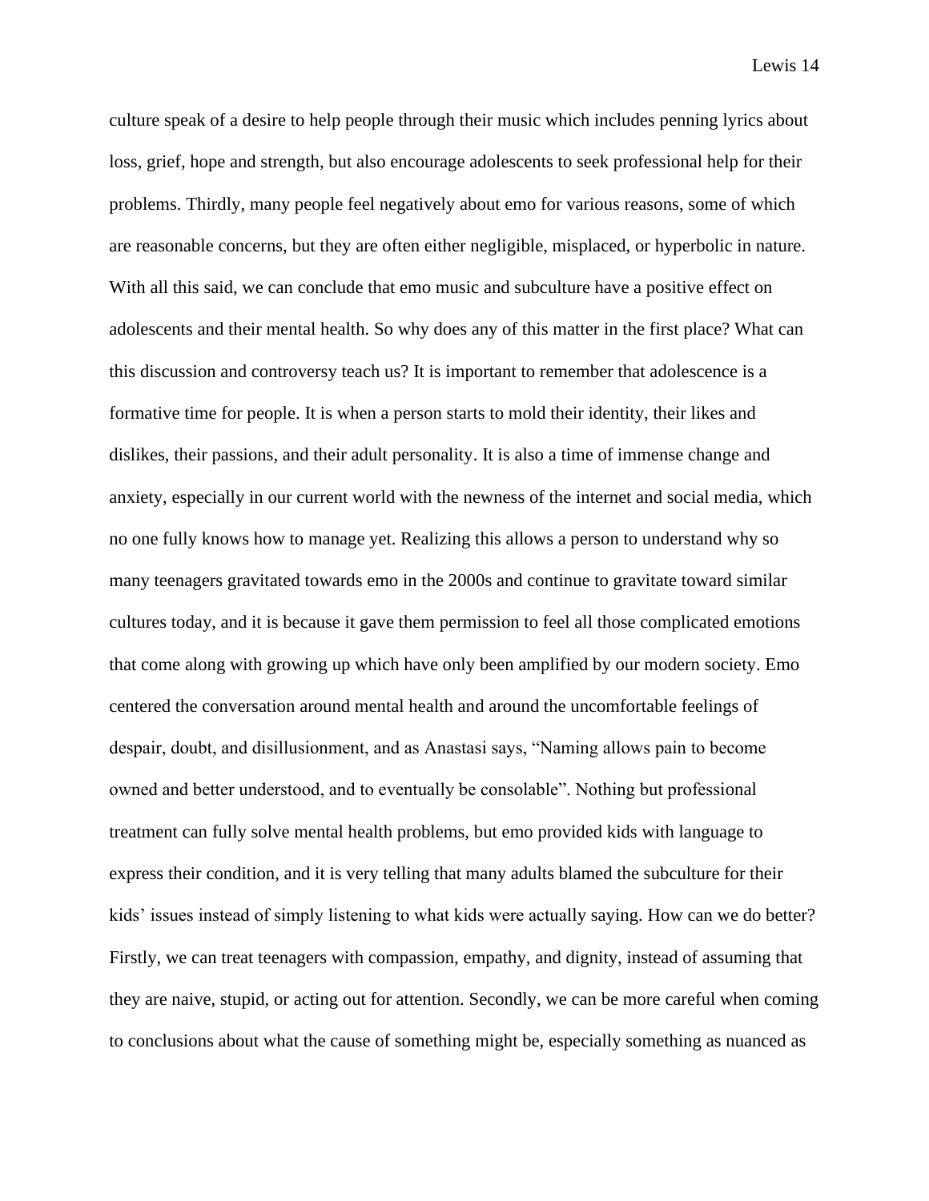culture speak of a desire to help people through their music which includes penning lyrics about loss, grief, hope and strength, but also encourage adolescents to seek professional help for their problems. Thirdly, many people feel negatively about emo for various reasons, some of which are reasonable concerns, but they are often either negligible, misplaced, or hyperbolic in nature. With all this said, we can conclude that emo music and subculture have a positive effect on adolescents and their mental health. So why does any of this matter in the first place? What can this discussion and controversy teach us? It is important to remember that adolescence is a formative time for people. It is when a person starts to mold their identity, their likes and dislikes, their passions, and their adult personality. It is also a time of immense change and anxiety, especially in our current world with the newness of the internet and social media, which no one fully knows how to manage yet. Realizing this allows a person to understand why so many teenagers gravitated towards emo in the 2000s and continue to gravitate toward similar cultures today, and it is because it gave them permission to feel all those complicated emotions that come along with growing up which have only been amplified by our modern society. Emo centered the conversation around mental health and around the uncomfortable feelings of despair, doubt, and disillusionment, and as Anastasi says, "Naming allows pain to become owned and better understood, and to eventually be consolable". Nothing but professional treatment can fully solve mental health problems, but emo provided kids with language to express their condition, and it is very telling that many adults blamed the subculture for their kids' issues instead of simply listening to what kids were actually saying. How can we do better? Firstly, we can treat teenagers with compassion, empathy, and dignity, instead of assuming that they are naive, stupid, or acting out for attention. Secondly, we can be more careful when coming to conclusions about what the cause of something might be, especially something as nuanced as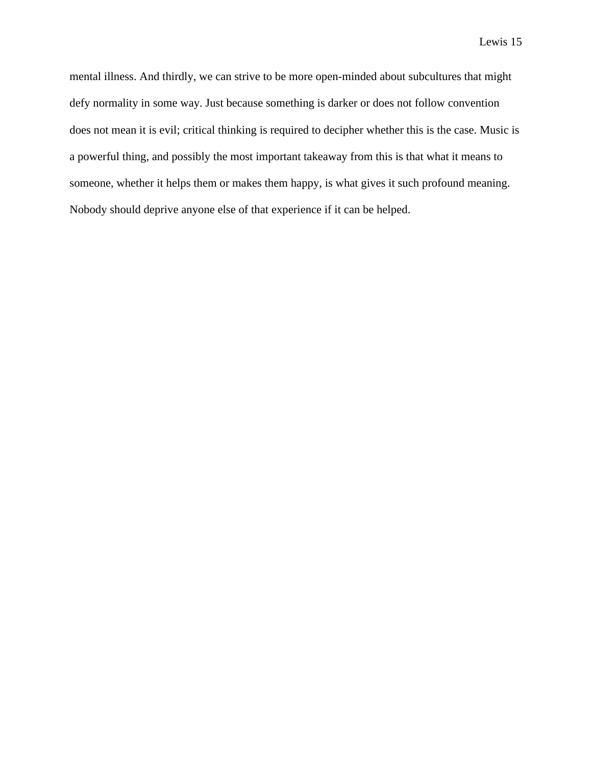mental illness. And thirdly, we can strive to be more open-minded about subcultures that might defy normality in some way. Just because something is darker or does not follow convention does not mean it is evil; critical thinking is required to decipher whether this is the case. Music is a powerful thing, and possibly the most important takeaway from this is that what it means to someone, whether it helps them or makes them happy, is what gives it such profound meaning. Nobody should deprive anyone else of that experience if it can be helped.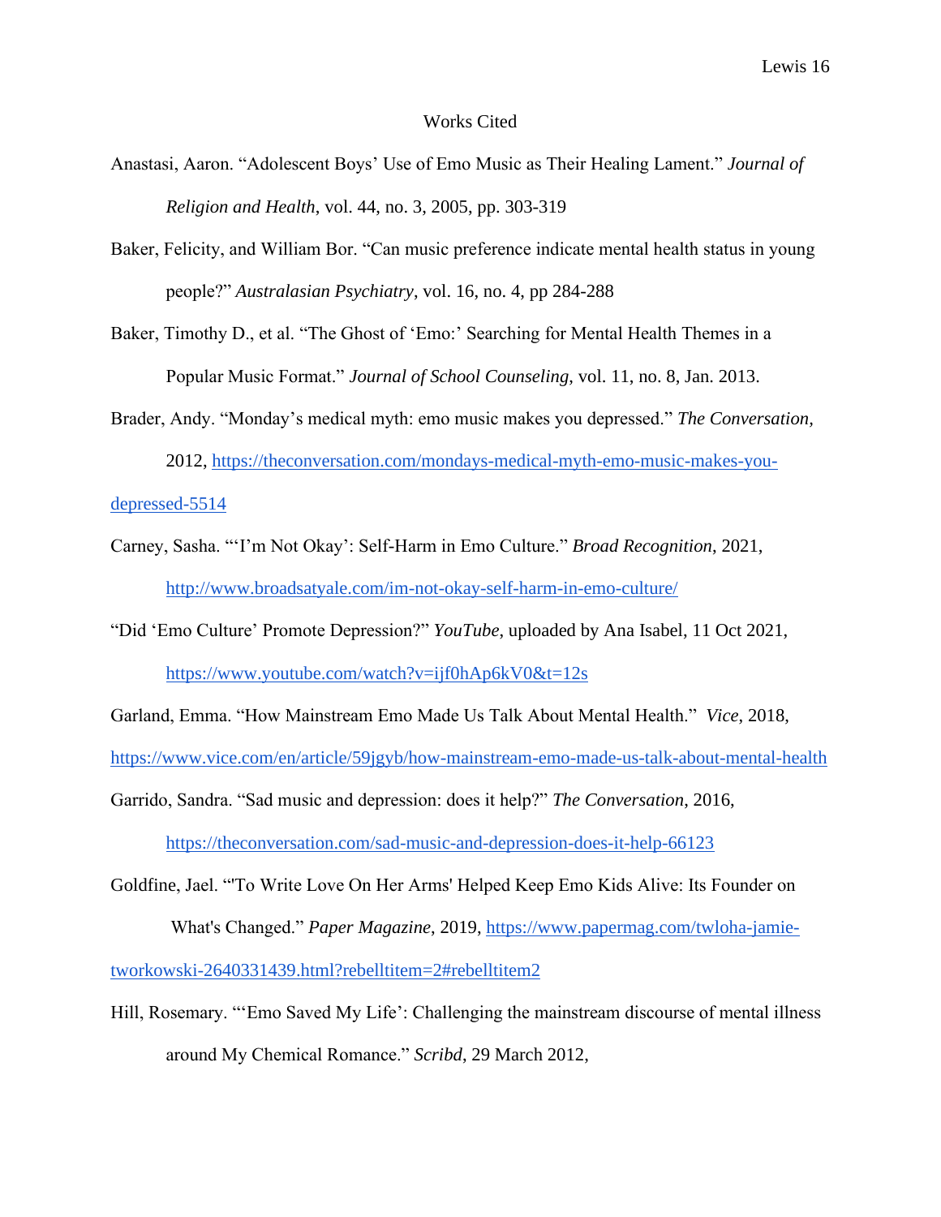# Works Cited

Anastasi, Aaron. "Adolescent Boys' Use of Emo Music as Their Healing Lament." *Journal of Religion and Health*, vol. 44, no. 3, 2005, pp. 303-319

Baker, Felicity, and William Bor. "Can music preference indicate mental health status in young people?" *Australasian Psychiatry*, vol. 16, no. 4, pp 284-288

Baker, Timothy D., et al. "The Ghost of 'Emo:' Searching for Mental Health Themes in a Popular Music Format." *Journal of School Counseling*, vol. 11, no. 8, Jan. 2013.

Brader, Andy. "Monday's medical myth: emo music makes you depressed." *The Conversation*, 2012, https://theconversation.com/mondays-medical-myth-emo-music-makes-you-depressed-5514

Carney, Sasha. "'I'm Not Okay': Self-Harm in Emo Culture." *Broad Recognition*, 2021, http://www.broadsatyale.com/im-not-okay-self-harm-in-emo-culture/

"Did 'Emo Culture' Promote Depression?" *YouTube*, uploaded by Ana Isabel, 11 Oct 2021, https://www.youtube.com/watch?v=ijf0hAp6kV0&t=12s

Garland, Emma. "How Mainstream Emo Made Us Talk About Mental Health." *Vice*, 2018, https://www.vice.com/en/article/59jgyb/how-mainstream-emo-made-us-talk-about-mental-health

Garrido, Sandra. "Sad music and depression: does it help?" *The Conversation*, 2016, https://theconversation.com/sad-music-and-depression-does-it-help-66123

Goldfine, Jael. "'To Write Love On Her Arms' Helped Keep Emo Kids Alive: Its Founder on What's Changed." *Paper Magazine*, 2019, https://www.papermag.com/twloha-jamie-tworkowski-2640331439.html?rebelltitem=2#rebelltitem2

Hill, Rosemary. "'Emo Saved My Life': Challenging the mainstream discourse of mental illness around My Chemical Romance." *Scribd*, 29 March 2012,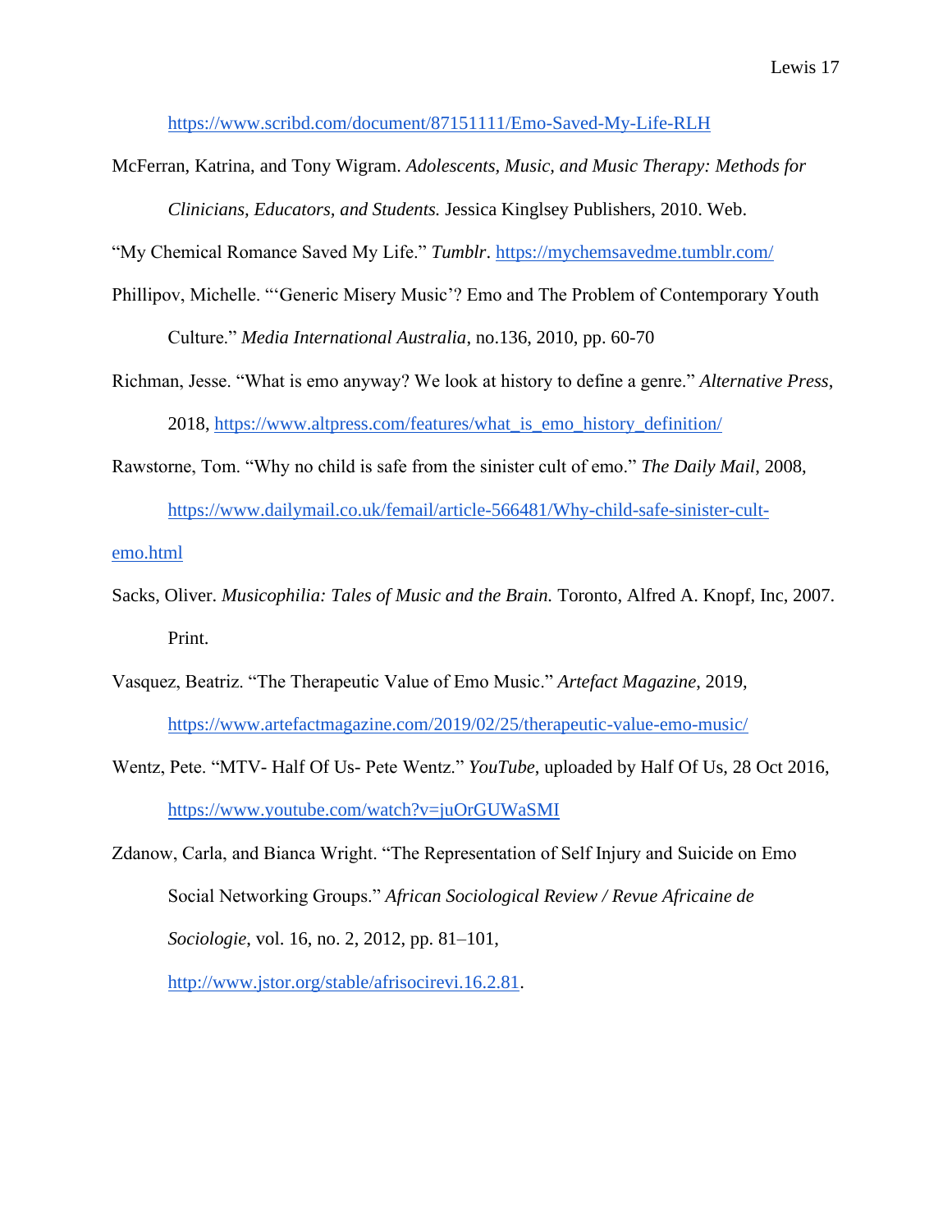https://www.scribd.com/document/87151111/Emo-Saved-My-Life-RLH

McFerran, Katrina, and Tony Wigram. *Adolescents, Music, and Music Therapy: Methods for Clinicians, Educators, and Students.* Jessica Kinglsey Publishers, 2010. Web.

"My Chemical Romance Saved My Life." *Tumblr*. https://mychemsavedme.tumblr.com/

Phillipov, Michelle. "'Generic Misery Music'? Emo and The Problem of Contemporary Youth Culture." *Media International Australia*, no.136, 2010, pp. 60-70

Richman, Jesse. "What is emo anyway? We look at history to define a genre." *Alternative Press*, 2018, https://www.altpress.com/features/what_is_emo_history_definition/

Rawstorne, Tom. "Why no child is safe from the sinister cult of emo." *The Daily Mail*, 2008, https://www.dailymail.co.uk/femail/article-566481/Why-child-safe-sinister-cult-emo.html

Sacks, Oliver. *Musicophilia: Tales of Music and the Brain.* Toronto, Alfred A. Knopf, Inc, 2007. Print.

Vasquez, Beatriz. "The Therapeutic Value of Emo Music." *Artefact Magazine*, 2019, https://www.artefactmagazine.com/2019/02/25/therapeutic-value-emo-music/

Wentz, Pete. "MTV- Half Of Us- Pete Wentz." *YouTube*, uploaded by Half Of Us, 28 Oct 2016, https://www.youtube.com/watch?v=juOrGUWaSMI

Zdanow, Carla, and Bianca Wright. "The Representation of Self Injury and Suicide on Emo Social Networking Groups." *African Sociological Review / Revue Africaine de Sociologie*, vol. 16, no. 2, 2012, pp. 81–101, http://www.jstor.org/stable/afrisocirevi.16.2.81.